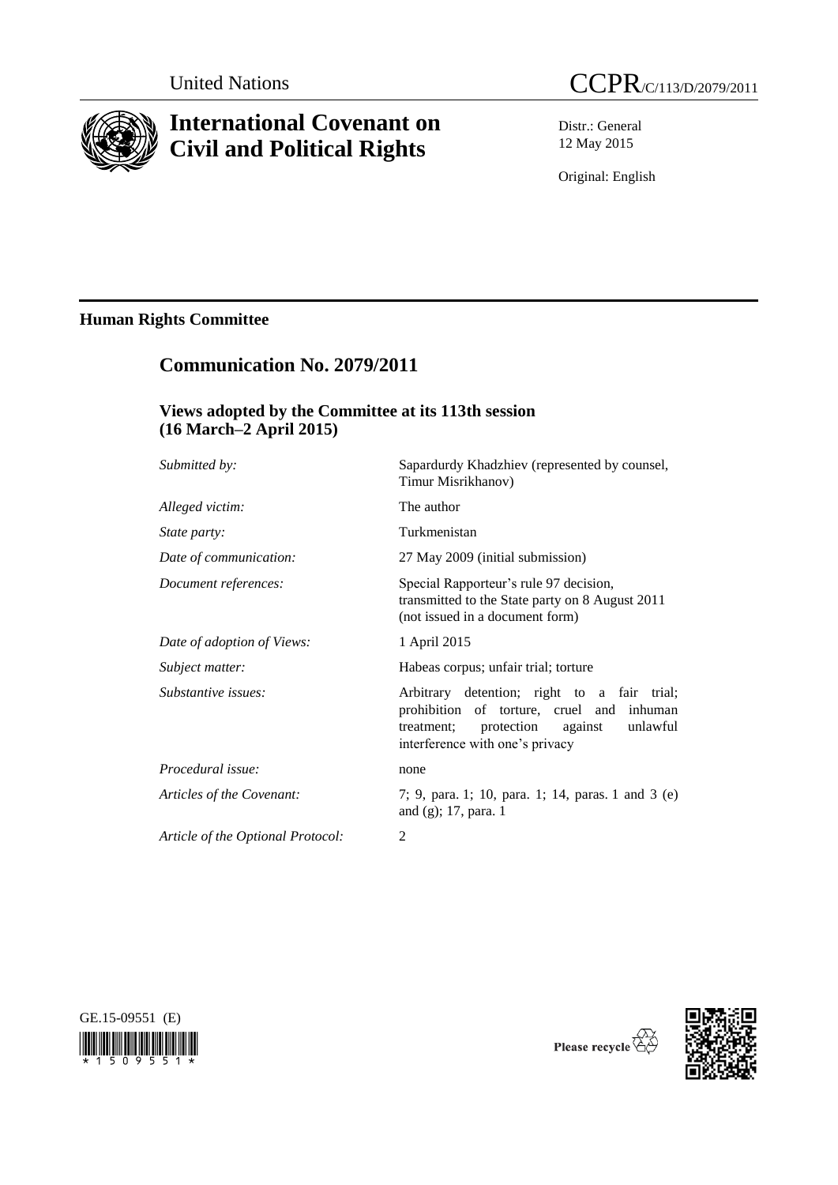United Nations

CCPR/C/113/D/2079/2011

# International Covenant on Civil and Political Rights

Distr.: General
12 May 2015

Original: English

## Human Rights Committee

## Communication No. 2079/2011

### Views adopted by the Committee at its 113th session (16 March–2 April 2015)

| | |
|---|---|
| *Submitted by:* | Sapardurdy Khadzhiev (represented by counsel, Timur Misrikhanov) |
| *Alleged victim:* | The author |
| *State party:* | Turkmenistan |
| *Date of communication:* | 27 May 2009 (initial submission) |
| *Document references:* | Special Rapporteur's rule 97 decision, transmitted to the State party on 8 August 2011 (not issued in a document form) |
| *Date of adoption of Views:* | 1 April 2015 |
| *Subject matter:* | Habeas corpus; unfair trial; torture |
| *Substantive issues:* | Arbitrary detention; right to a fair trial; prohibition of torture, cruel and inhuman treatment; protection against unlawful interference with one's privacy |
| *Procedural issue:* | none |
| *Articles of the Covenant:* | 7; 9, para. 1; 10, para. 1; 14, paras. 1 and 3 (e) and (g); 17, para. 1 |
| *Article of the Optional Protocol:* | 2 |

GE.15-09551 (E)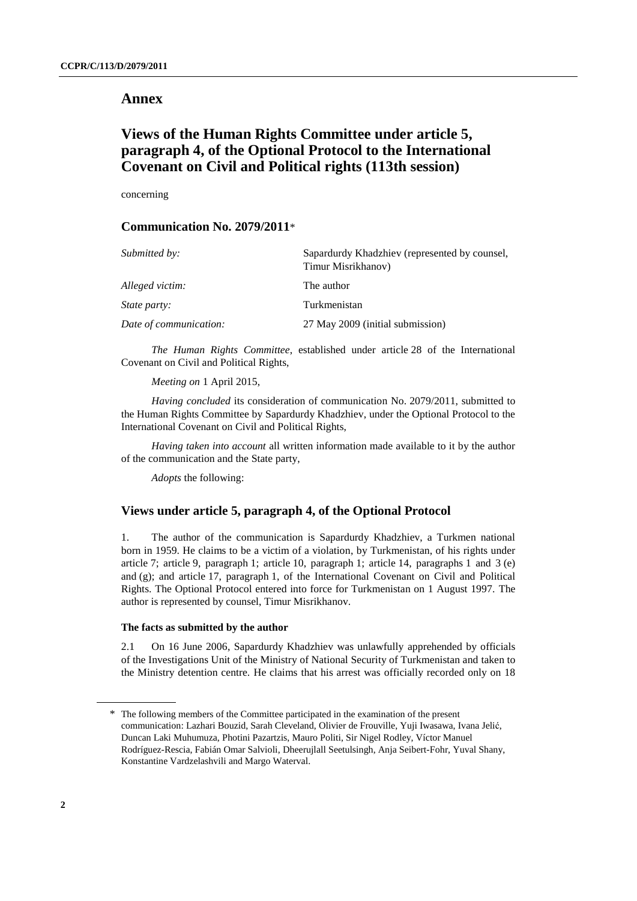# Annex

# Views of the Human Rights Committee under article 5, paragraph 4, of the Optional Protocol to the International Covenant on Civil and Political rights (113th session)

concerning

## Communication No. 2079/2011*

| | |
|---|---|
| *Submitted by:* | Sapardurdy Khadzhiev (represented by counsel, Timur Misrikhanov) |
| *Alleged victim:* | The author |
| *State party:* | Turkmenistan |
| *Date of communication:* | 27 May 2009 (initial submission) |

*The Human Rights Committee*, established under article 28 of the International Covenant on Civil and Political Rights,

*Meeting on* 1 April 2015,

*Having concluded* its consideration of communication No. 2079/2011, submitted to the Human Rights Committee by Sapardurdy Khadzhiev, under the Optional Protocol to the International Covenant on Civil and Political Rights,

*Having taken into account* all written information made available to it by the author of the communication and the State party,

*Adopts* the following:

## Views under article 5, paragraph 4, of the Optional Protocol

1. The author of the communication is Sapardurdy Khadzhiev, a Turkmen national born in 1959. He claims to be a victim of a violation, by Turkmenistan, of his rights under article 7; article 9, paragraph 1; article 10, paragraph 1; article 14, paragraphs 1 and 3 (e) and (g); and article 17, paragraph 1, of the International Covenant on Civil and Political Rights. The Optional Protocol entered into force for Turkmenistan on 1 August 1997. The author is represented by counsel, Timur Misrikhanov.

### The facts as submitted by the author

2.1 On 16 June 2006, Sapardurdy Khadzhiev was unlawfully apprehended by officials of the Investigations Unit of the Ministry of National Security of Turkmenistan and taken to the Ministry detention centre. He claims that his arrest was officially recorded only on 18

---

* The following members of the Committee participated in the examination of the present communication: Lazhari Bouzid, Sarah Cleveland, Olivier de Frouville, Yuji Iwasawa, Ivana Jelić, Duncan Laki Muhumuza, Photini Pazartzis, Mauro Politi, Sir Nigel Rodley, Víctor Manuel Rodríguez-Rescia, Fabián Omar Salvioli, Dheerujlall Seetulsingh, Anja Seibert-Fohr, Yuval Shany, Konstantine Vardzelashvili and Margo Waterval.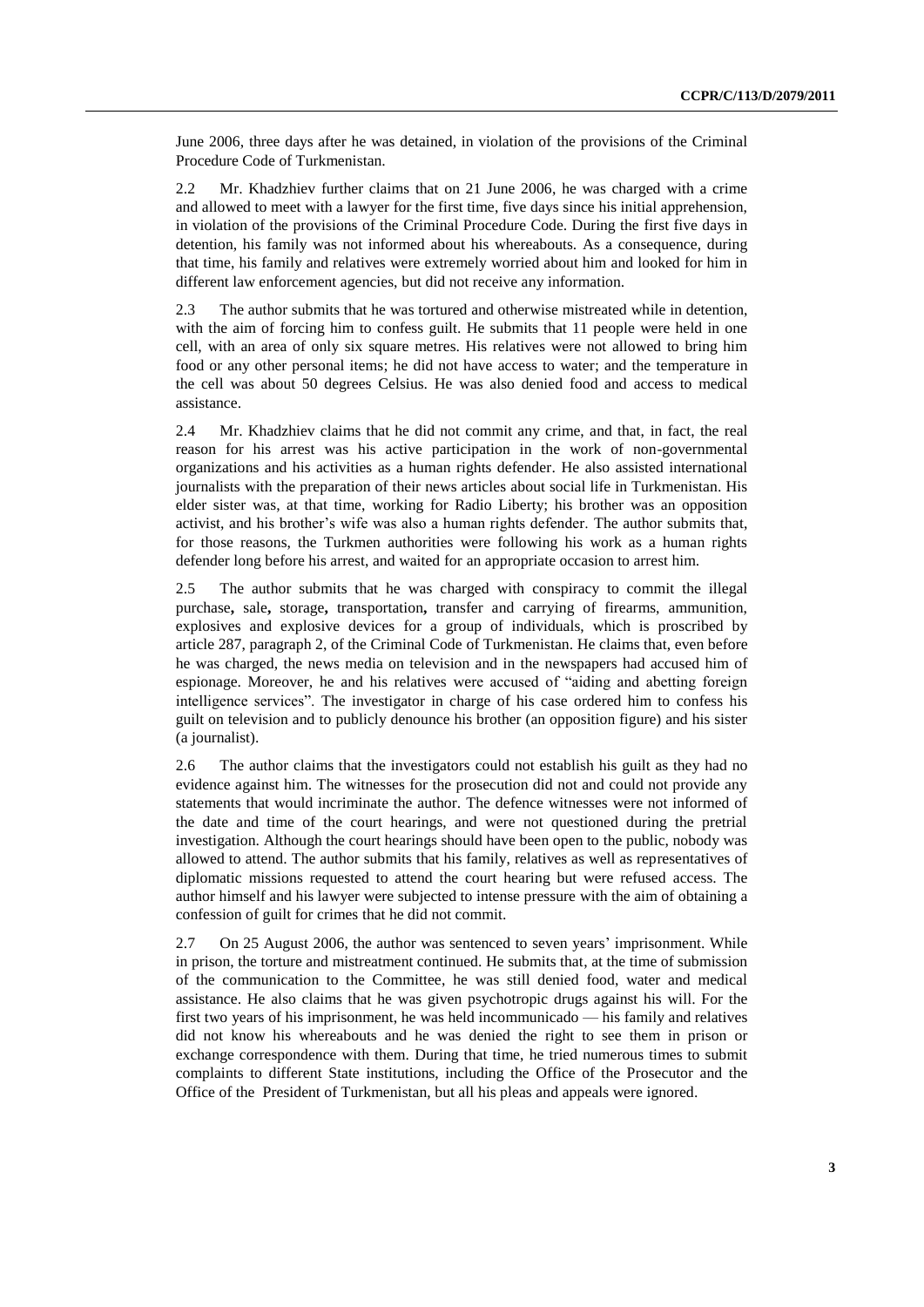June 2006, three days after he was detained, in violation of the provisions of the Criminal Procedure Code of Turkmenistan.

2.2 Mr. Khadzhiev further claims that on 21 June 2006, he was charged with a crime and allowed to meet with a lawyer for the first time, five days since his initial apprehension, in violation of the provisions of the Criminal Procedure Code. During the first five days in detention, his family was not informed about his whereabouts. As a consequence, during that time, his family and relatives were extremely worried about him and looked for him in different law enforcement agencies, but did not receive any information.

2.3 The author submits that he was tortured and otherwise mistreated while in detention, with the aim of forcing him to confess guilt. He submits that 11 people were held in one cell, with an area of only six square metres. His relatives were not allowed to bring him food or any other personal items; he did not have access to water; and the temperature in the cell was about 50 degrees Celsius. He was also denied food and access to medical assistance.

2.4 Mr. Khadzhiev claims that he did not commit any crime, and that, in fact, the real reason for his arrest was his active participation in the work of non-governmental organizations and his activities as a human rights defender. He also assisted international journalists with the preparation of their news articles about social life in Turkmenistan. His elder sister was, at that time, working for Radio Liberty; his brother was an opposition activist, and his brother's wife was also a human rights defender. The author submits that, for those reasons, the Turkmen authorities were following his work as a human rights defender long before his arrest, and waited for an appropriate occasion to arrest him.

2.5 The author submits that he was charged with conspiracy to commit the illegal purchase**,** sale**,** storage**,** transportation**,** transfer and carrying of firearms, ammunition, explosives and explosive devices for a group of individuals, which is proscribed by article 287, paragraph 2, of the Criminal Code of Turkmenistan. He claims that, even before he was charged, the news media on television and in the newspapers had accused him of espionage. Moreover, he and his relatives were accused of "aiding and abetting foreign intelligence services". The investigator in charge of his case ordered him to confess his guilt on television and to publicly denounce his brother (an opposition figure) and his sister (a journalist).

2.6 The author claims that the investigators could not establish his guilt as they had no evidence against him. The witnesses for the prosecution did not and could not provide any statements that would incriminate the author. The defence witnesses were not informed of the date and time of the court hearings, and were not questioned during the pretrial investigation. Although the court hearings should have been open to the public, nobody was allowed to attend. The author submits that his family, relatives as well as representatives of diplomatic missions requested to attend the court hearing but were refused access. The author himself and his lawyer were subjected to intense pressure with the aim of obtaining a confession of guilt for crimes that he did not commit.

2.7 On 25 August 2006, the author was sentenced to seven years' imprisonment. While in prison, the torture and mistreatment continued. He submits that, at the time of submission of the communication to the Committee, he was still denied food, water and medical assistance. He also claims that he was given psychotropic drugs against his will. For the first two years of his imprisonment, he was held incommunicado — his family and relatives did not know his whereabouts and he was denied the right to see them in prison or exchange correspondence with them. During that time, he tried numerous times to submit complaints to different State institutions, including the Office of the Prosecutor and the Office of the President of Turkmenistan, but all his pleas and appeals were ignored.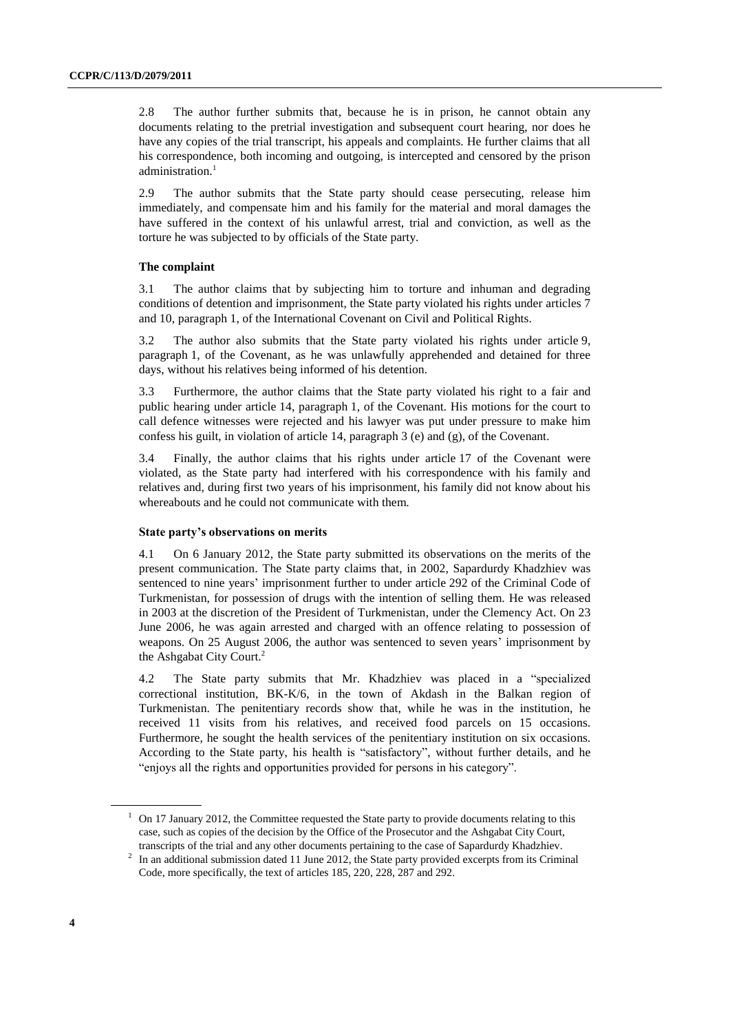2.8 The author further submits that, because he is in prison, he cannot obtain any documents relating to the pretrial investigation and subsequent court hearing, nor does he have any copies of the trial transcript, his appeals and complaints. He further claims that all his correspondence, both incoming and outgoing, is intercepted and censored by the prison administration.[1]

2.9 The author submits that the State party should cease persecuting, release him immediately, and compensate him and his family for the material and moral damages the have suffered in the context of his unlawful arrest, trial and conviction, as well as the torture he was subjected to by officials of the State party.

### The complaint

3.1 The author claims that by subjecting him to torture and inhuman and degrading conditions of detention and imprisonment, the State party violated his rights under articles 7 and 10, paragraph 1, of the International Covenant on Civil and Political Rights.

3.2 The author also submits that the State party violated his rights under article 9, paragraph 1, of the Covenant, as he was unlawfully apprehended and detained for three days, without his relatives being informed of his detention.

3.3 Furthermore, the author claims that the State party violated his right to a fair and public hearing under article 14, paragraph 1, of the Covenant. His motions for the court to call defence witnesses were rejected and his lawyer was put under pressure to make him confess his guilt, in violation of article 14, paragraph 3 (e) and (g), of the Covenant.

3.4 Finally, the author claims that his rights under article 17 of the Covenant were violated, as the State party had interfered with his correspondence with his family and relatives and, during first two years of his imprisonment, his family did not know about his whereabouts and he could not communicate with them.

### State party's observations on merits

4.1 On 6 January 2012, the State party submitted its observations on the merits of the present communication. The State party claims that, in 2002, Sapardurdy Khadzhiev was sentenced to nine years' imprisonment further to under article 292 of the Criminal Code of Turkmenistan, for possession of drugs with the intention of selling them. He was released in 2003 at the discretion of the President of Turkmenistan, under the Clemency Act. On 23 June 2006, he was again arrested and charged with an offence relating to possession of weapons. On 25 August 2006, the author was sentenced to seven years' imprisonment by the Ashgabat City Court.[2]

4.2 The State party submits that Mr. Khadzhiev was placed in a "specialized correctional institution, BK-K/6, in the town of Akdash in the Balkan region of Turkmenistan. The penitentiary records show that, while he was in the institution, he received 11 visits from his relatives, and received food parcels on 15 occasions. Furthermore, he sought the health services of the penitentiary institution on six occasions. According to the State party, his health is "satisfactory", without further details, and he "enjoys all the rights and opportunities provided for persons in his category".

---

[1] On 17 January 2012, the Committee requested the State party to provide documents relating to this case, such as copies of the decision by the Office of the Prosecutor and the Ashgabat City Court, transcripts of the trial and any other documents pertaining to the case of Sapardurdy Khadzhiev.

[2] In an additional submission dated 11 June 2012, the State party provided excerpts from its Criminal Code, more specifically, the text of articles 185, 220, 228, 287 and 292.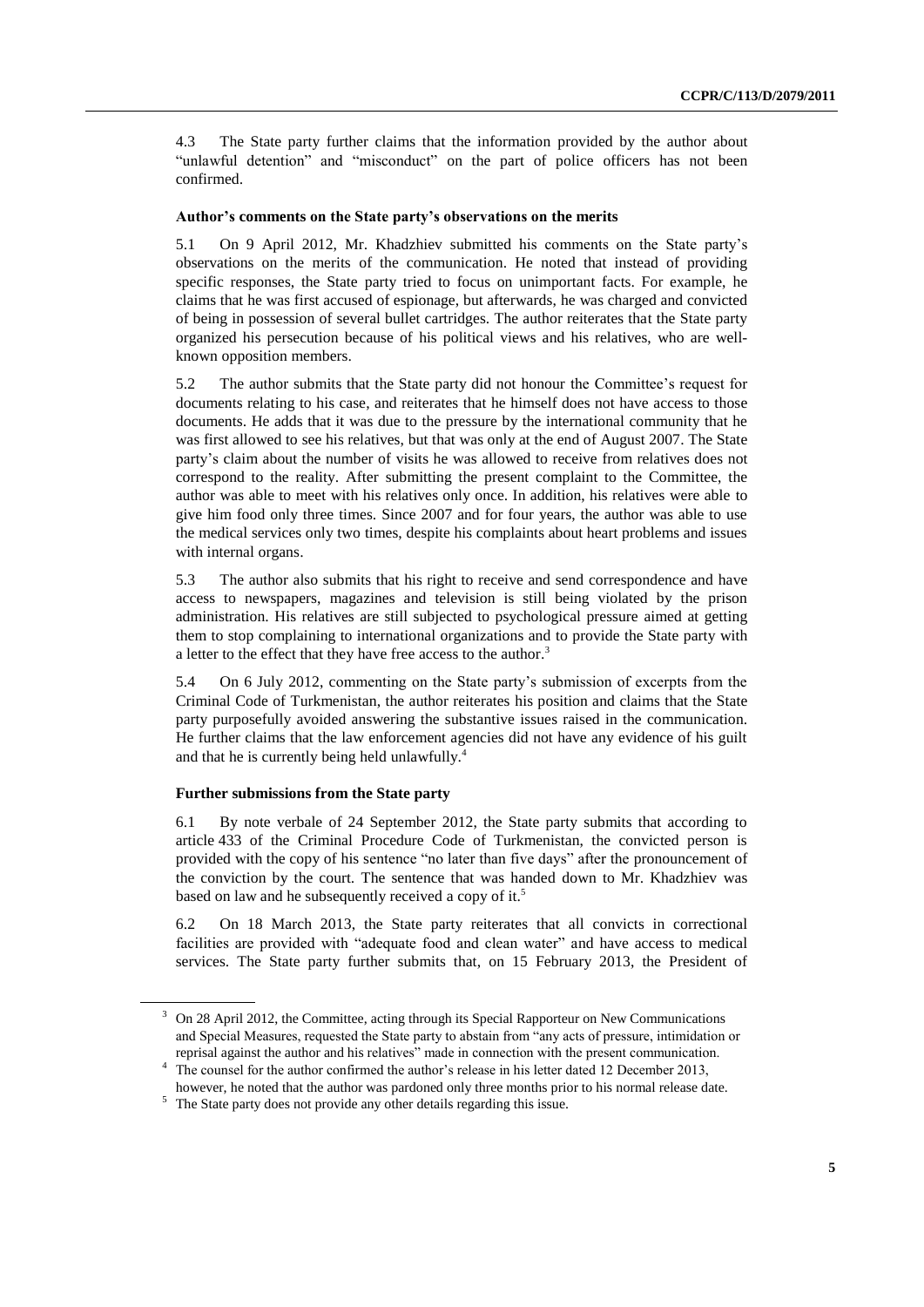4.3 The State party further claims that the information provided by the author about "unlawful detention" and "misconduct" on the part of police officers has not been confirmed.

### Author's comments on the State party's observations on the merits

5.1 On 9 April 2012, Mr. Khadzhiev submitted his comments on the State party's observations on the merits of the communication. He noted that instead of providing specific responses, the State party tried to focus on unimportant facts. For example, he claims that he was first accused of espionage, but afterwards, he was charged and convicted of being in possession of several bullet cartridges. The author reiterates that the State party organized his persecution because of his political views and his relatives, who are well-known opposition members.

5.2 The author submits that the State party did not honour the Committee's request for documents relating to his case, and reiterates that he himself does not have access to those documents. He adds that it was due to the pressure by the international community that he was first allowed to see his relatives, but that was only at the end of August 2007. The State party's claim about the number of visits he was allowed to receive from relatives does not correspond to the reality. After submitting the present complaint to the Committee, the author was able to meet with his relatives only once. In addition, his relatives were able to give him food only three times. Since 2007 and for four years, the author was able to use the medical services only two times, despite his complaints about heart problems and issues with internal organs.

5.3 The author also submits that his right to receive and send correspondence and have access to newspapers, magazines and television is still being violated by the prison administration. His relatives are still subjected to psychological pressure aimed at getting them to stop complaining to international organizations and to provide the State party with a letter to the effect that they have free access to the author.[3]

5.4 On 6 July 2012, commenting on the State party's submission of excerpts from the Criminal Code of Turkmenistan, the author reiterates his position and claims that the State party purposefully avoided answering the substantive issues raised in the communication. He further claims that the law enforcement agencies did not have any evidence of his guilt and that he is currently being held unlawfully.[4]

### Further submissions from the State party

6.1 By note verbale of 24 September 2012, the State party submits that according to article 433 of the Criminal Procedure Code of Turkmenistan, the convicted person is provided with the copy of his sentence "no later than five days" after the pronouncement of the conviction by the court. The sentence that was handed down to Mr. Khadzhiev was based on law and he subsequently received a copy of it.[5]

6.2 On 18 March 2013, the State party reiterates that all convicts in correctional facilities are provided with "adequate food and clean water" and have access to medical services. The State party further submits that, on 15 February 2013, the President of

---

[3] On 28 April 2012, the Committee, acting through its Special Rapporteur on New Communications and Special Measures, requested the State party to abstain from "any acts of pressure, intimidation or reprisal against the author and his relatives" made in connection with the present communication.

[4] The counsel for the author confirmed the author's release in his letter dated 12 December 2013, however, he noted that the author was pardoned only three months prior to his normal release date.

[5] The State party does not provide any other details regarding this issue.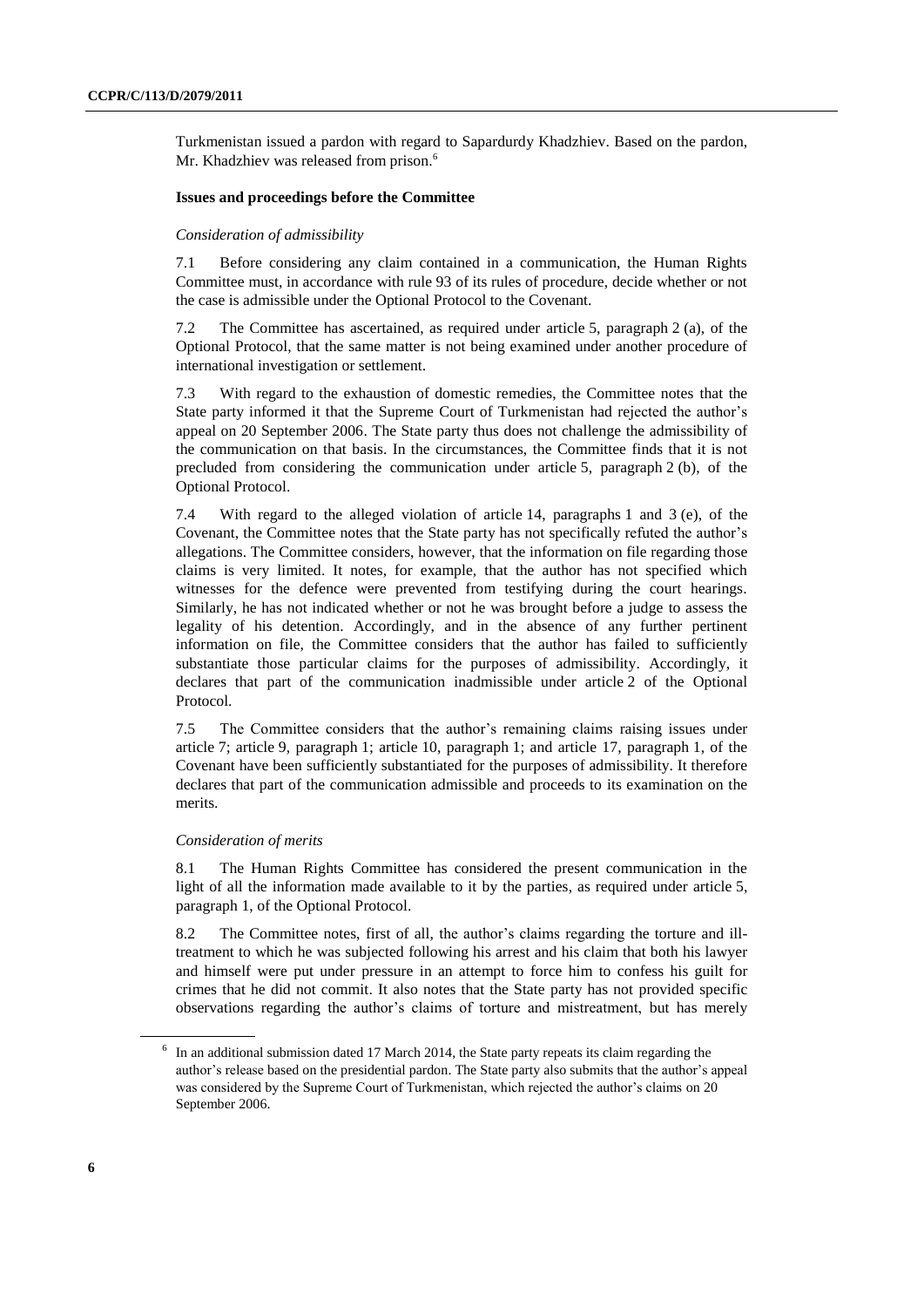Turkmenistan issued a pardon with regard to Sapardurdy Khadzhiev. Based on the pardon, Mr. Khadzhiev was released from prison.[6]

### Issues and proceedings before the Committee

*Consideration of admissibility*

7.1 Before considering any claim contained in a communication, the Human Rights Committee must, in accordance with rule 93 of its rules of procedure, decide whether or not the case is admissible under the Optional Protocol to the Covenant.

7.2 The Committee has ascertained, as required under article 5, paragraph 2 (a), of the Optional Protocol, that the same matter is not being examined under another procedure of international investigation or settlement.

7.3 With regard to the exhaustion of domestic remedies, the Committee notes that the State party informed it that the Supreme Court of Turkmenistan had rejected the author's appeal on 20 September 2006. The State party thus does not challenge the admissibility of the communication on that basis. In the circumstances, the Committee finds that it is not precluded from considering the communication under article 5, paragraph 2 (b), of the Optional Protocol.

7.4 With regard to the alleged violation of article 14, paragraphs 1 and 3 (e), of the Covenant, the Committee notes that the State party has not specifically refuted the author's allegations. The Committee considers, however, that the information on file regarding those claims is very limited. It notes, for example, that the author has not specified which witnesses for the defence were prevented from testifying during the court hearings. Similarly, he has not indicated whether or not he was brought before a judge to assess the legality of his detention. Accordingly, and in the absence of any further pertinent information on file, the Committee considers that the author has failed to sufficiently substantiate those particular claims for the purposes of admissibility. Accordingly, it declares that part of the communication inadmissible under article 2 of the Optional Protocol.

7.5 The Committee considers that the author's remaining claims raising issues under article 7; article 9, paragraph 1; article 10, paragraph 1; and article 17, paragraph 1, of the Covenant have been sufficiently substantiated for the purposes of admissibility. It therefore declares that part of the communication admissible and proceeds to its examination on the merits.

*Consideration of merits*

8.1 The Human Rights Committee has considered the present communication in the light of all the information made available to it by the parties, as required under article 5, paragraph 1, of the Optional Protocol.

8.2 The Committee notes, first of all, the author's claims regarding the torture and ill-treatment to which he was subjected following his arrest and his claim that both his lawyer and himself were put under pressure in an attempt to force him to confess his guilt for crimes that he did not commit. It also notes that the State party has not provided specific observations regarding the author's claims of torture and mistreatment, but has merely

---

[6] In an additional submission dated 17 March 2014, the State party repeats its claim regarding the author's release based on the presidential pardon. The State party also submits that the author's appeal was considered by the Supreme Court of Turkmenistan, which rejected the author's claims on 20 September 2006.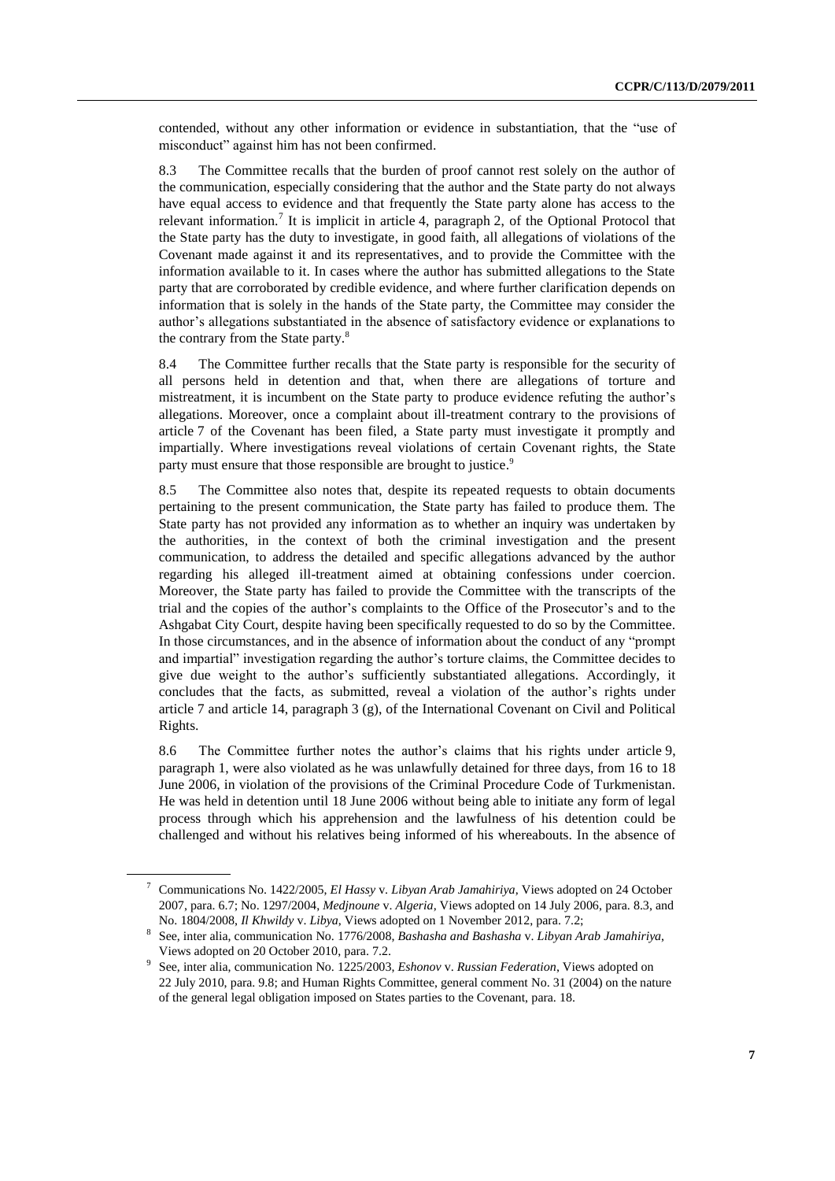contended, without any other information or evidence in substantiation, that the "use of misconduct" against him has not been confirmed.

8.3 The Committee recalls that the burden of proof cannot rest solely on the author of the communication, especially considering that the author and the State party do not always have equal access to evidence and that frequently the State party alone has access to the relevant information.[7] It is implicit in article 4, paragraph 2, of the Optional Protocol that the State party has the duty to investigate, in good faith, all allegations of violations of the Covenant made against it and its representatives, and to provide the Committee with the information available to it. In cases where the author has submitted allegations to the State party that are corroborated by credible evidence, and where further clarification depends on information that is solely in the hands of the State party, the Committee may consider the author's allegations substantiated in the absence of satisfactory evidence or explanations to the contrary from the State party.[8]

8.4 The Committee further recalls that the State party is responsible for the security of all persons held in detention and that, when there are allegations of torture and mistreatment, it is incumbent on the State party to produce evidence refuting the author's allegations. Moreover, once a complaint about ill-treatment contrary to the provisions of article 7 of the Covenant has been filed, a State party must investigate it promptly and impartially. Where investigations reveal violations of certain Covenant rights, the State party must ensure that those responsible are brought to justice.[9]

8.5 The Committee also notes that, despite its repeated requests to obtain documents pertaining to the present communication, the State party has failed to produce them. The State party has not provided any information as to whether an inquiry was undertaken by the authorities, in the context of both the criminal investigation and the present communication, to address the detailed and specific allegations advanced by the author regarding his alleged ill-treatment aimed at obtaining confessions under coercion. Moreover, the State party has failed to provide the Committee with the transcripts of the trial and the copies of the author's complaints to the Office of the Prosecutor's and to the Ashgabat City Court, despite having been specifically requested to do so by the Committee. In those circumstances, and in the absence of information about the conduct of any "prompt and impartial" investigation regarding the author's torture claims, the Committee decides to give due weight to the author's sufficiently substantiated allegations. Accordingly, it concludes that the facts, as submitted, reveal a violation of the author's rights under article 7 and article 14, paragraph 3 (g), of the International Covenant on Civil and Political Rights.

8.6 The Committee further notes the author's claims that his rights under article 9, paragraph 1, were also violated as he was unlawfully detained for three days, from 16 to 18 June 2006, in violation of the provisions of the Criminal Procedure Code of Turkmenistan. He was held in detention until 18 June 2006 without being able to initiate any form of legal process through which his apprehension and the lawfulness of his detention could be challenged and without his relatives being informed of his whereabouts. In the absence of

---

[7] Communications No. 1422/2005, *El Hassy* v. *Libyan Arab Jamahiriya*, Views adopted on 24 October 2007, para. 6.7; No. 1297/2004, *Medjnoune* v. *Algeria*, Views adopted on 14 July 2006, para. 8.3, and No. 1804/2008, *Il Khwildy* v. *Libya*, Views adopted on 1 November 2012, para. 7.2;

[8] See, inter alia, communication No. 1776/2008, *Bashasha and Bashasha* v. *Libyan Arab Jamahiriya*, Views adopted on 20 October 2010, para. 7.2.

[9] See, inter alia, communication No. 1225/2003, *Eshonov* v. *Russian Federation*, Views adopted on 22 July 2010, para. 9.8; and Human Rights Committee, general comment No. 31 (2004) on the nature of the general legal obligation imposed on States parties to the Covenant, para. 18.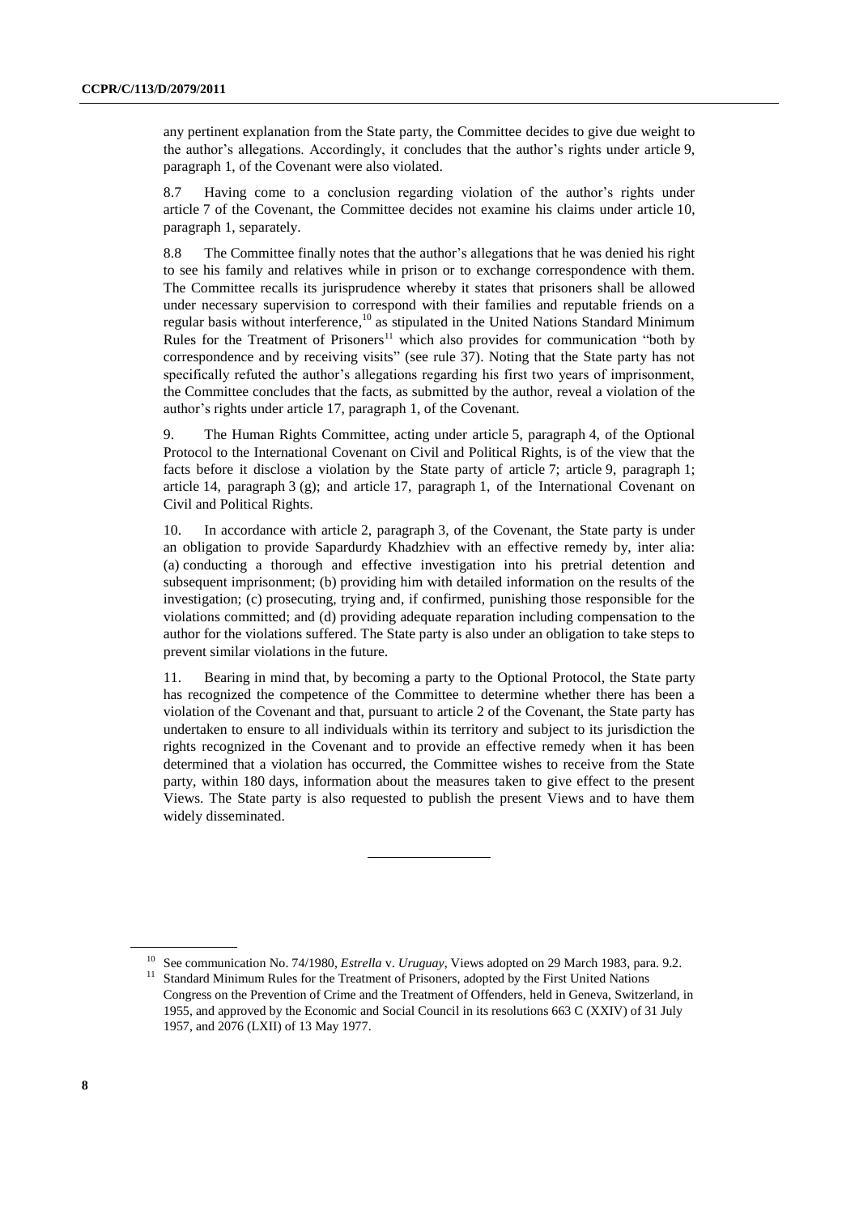any pertinent explanation from the State party, the Committee decides to give due weight to the author's allegations. Accordingly, it concludes that the author's rights under article 9, paragraph 1, of the Covenant were also violated.

8.7 Having come to a conclusion regarding violation of the author's rights under article 7 of the Covenant, the Committee decides not examine his claims under article 10, paragraph 1, separately.

8.8 The Committee finally notes that the author's allegations that he was denied his right to see his family and relatives while in prison or to exchange correspondence with them. The Committee recalls its jurisprudence whereby it states that prisoners shall be allowed under necessary supervision to correspond with their families and reputable friends on a regular basis without interference,[10] as stipulated in the United Nations Standard Minimum Rules for the Treatment of Prisoners[11] which also provides for communication "both by correspondence and by receiving visits" (see rule 37). Noting that the State party has not specifically refuted the author's allegations regarding his first two years of imprisonment, the Committee concludes that the facts, as submitted by the author, reveal a violation of the author's rights under article 17, paragraph 1, of the Covenant.

9. The Human Rights Committee, acting under article 5, paragraph 4, of the Optional Protocol to the International Covenant on Civil and Political Rights, is of the view that the facts before it disclose a violation by the State party of article 7; article 9, paragraph 1; article 14, paragraph 3 (g); and article 17, paragraph 1, of the International Covenant on Civil and Political Rights.

10. In accordance with article 2, paragraph 3, of the Covenant, the State party is under an obligation to provide Sapardurdy Khadzhiev with an effective remedy by, inter alia: (a) conducting a thorough and effective investigation into his pretrial detention and subsequent imprisonment; (b) providing him with detailed information on the results of the investigation; (c) prosecuting, trying and, if confirmed, punishing those responsible for the violations committed; and (d) providing adequate reparation including compensation to the author for the violations suffered. The State party is also under an obligation to take steps to prevent similar violations in the future.

11. Bearing in mind that, by becoming a party to the Optional Protocol, the State party has recognized the competence of the Committee to determine whether there has been a violation of the Covenant and that, pursuant to article 2 of the Covenant, the State party has undertaken to ensure to all individuals within its territory and subject to its jurisdiction the rights recognized in the Covenant and to provide an effective remedy when it has been determined that a violation has occurred, the Committee wishes to receive from the State party, within 180 days, information about the measures taken to give effect to the present Views. The State party is also requested to publish the present Views and to have them widely disseminated.

---

[10] See communication No. 74/1980, *Estrella* v. *Uruguay*, Views adopted on 29 March 1983, para. 9.2.

[11] Standard Minimum Rules for the Treatment of Prisoners, adopted by the First United Nations Congress on the Prevention of Crime and the Treatment of Offenders, held in Geneva, Switzerland, in 1955, and approved by the Economic and Social Council in its resolutions 663 C (XXIV) of 31 July 1957, and 2076 (LXII) of 13 May 1977.